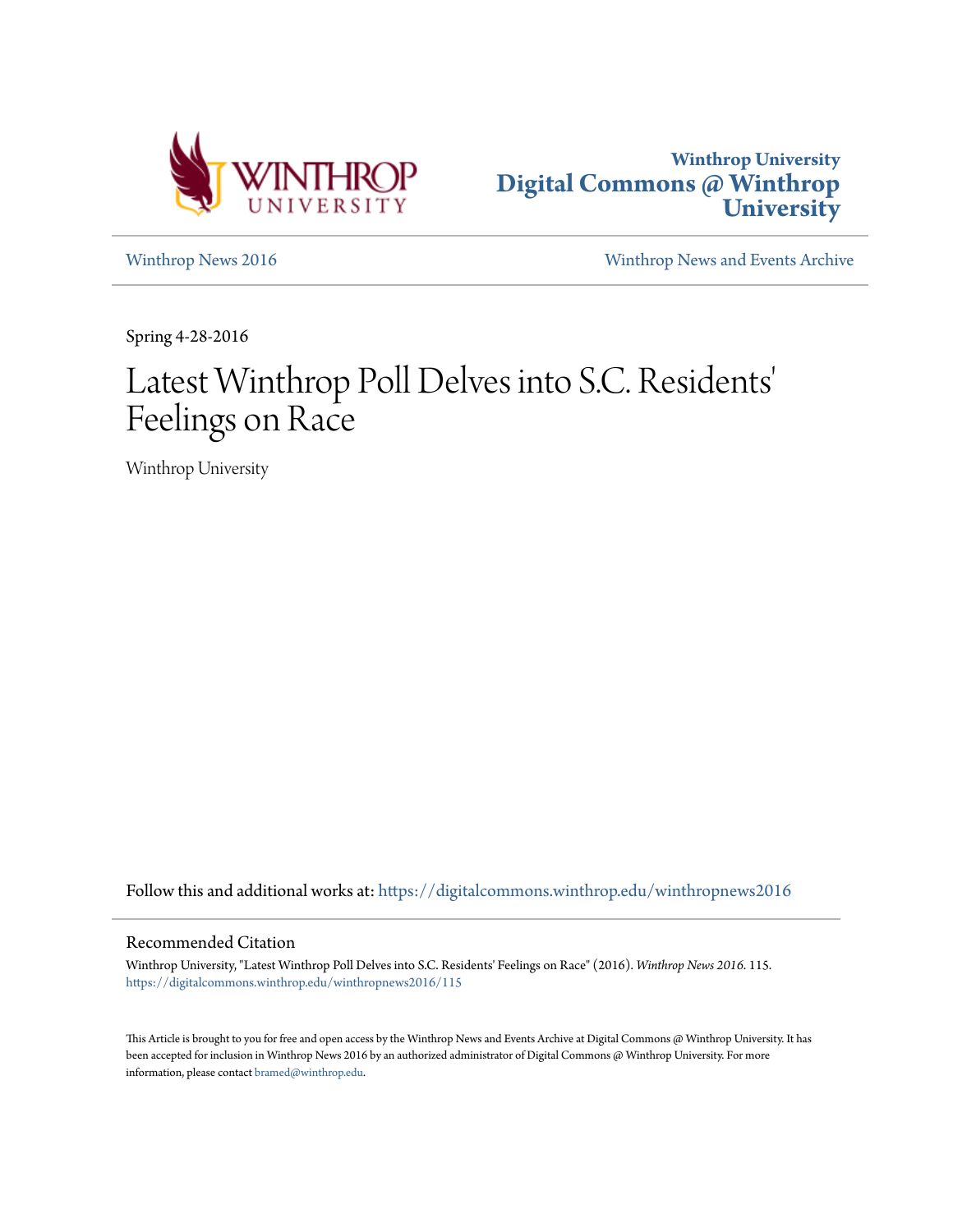Winthrop University
Digital Commons @ Winthrop University

Winthrop News 2016

Winthrop News and Events Archive

Spring 4-28-2016

# Latest Winthrop Poll Delves into S.C. Residents' Feelings on Race

Winthrop University

Follow this and additional works at: https://digitalcommons.winthrop.edu/winthropnews2016

## Recommended Citation

Winthrop University, "Latest Winthrop Poll Delves into S.C. Residents' Feelings on Race" (2016). *Winthrop News 2016*. 115.
https://digitalcommons.winthrop.edu/winthropnews2016/115

This Article is brought to you for free and open access by the Winthrop News and Events Archive at Digital Commons @ Winthrop University. It has been accepted for inclusion in Winthrop News 2016 by an authorized administrator of Digital Commons @ Winthrop University. For more information, please contact bramed@winthrop.edu.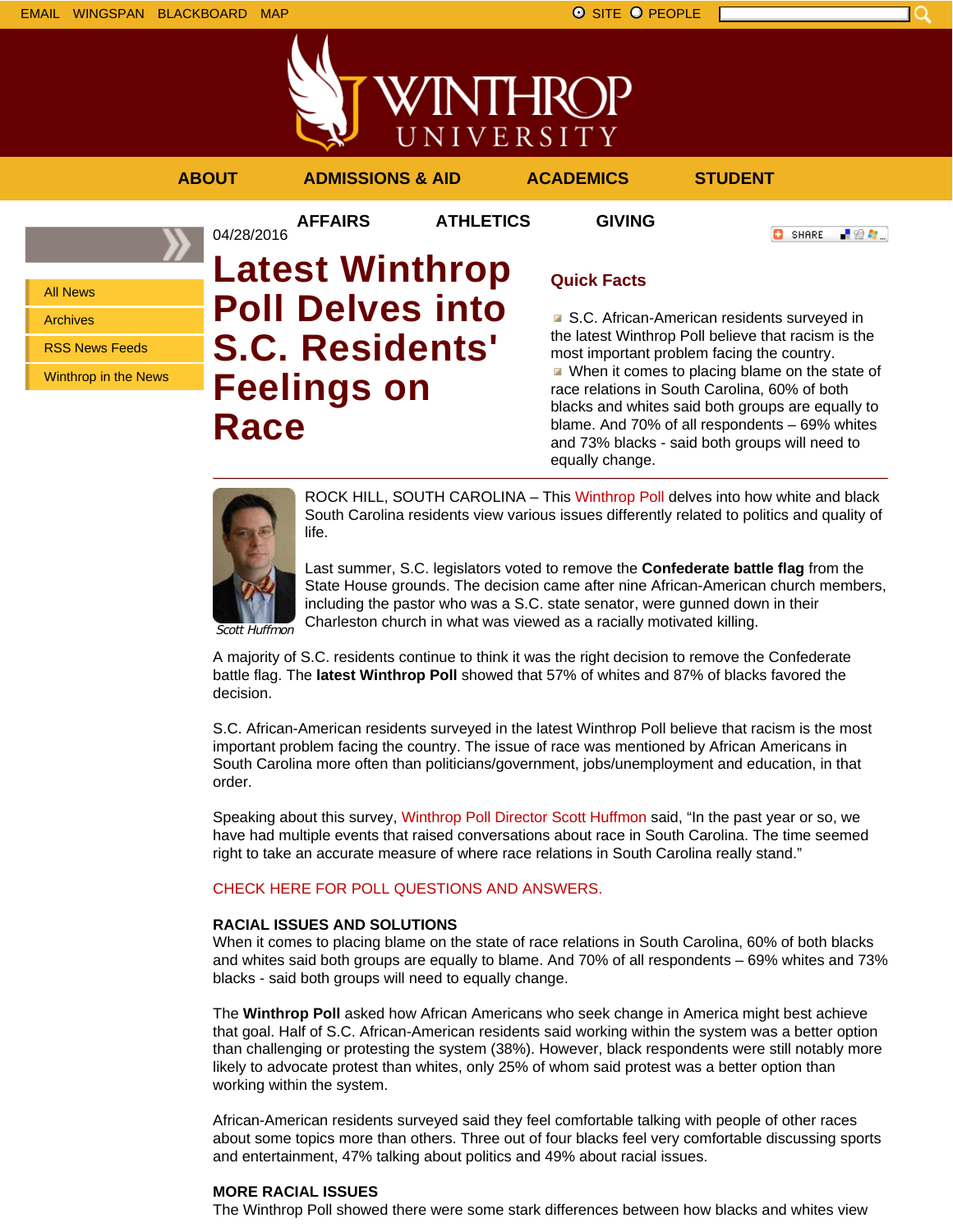EMAIL WINGSPAN BLACKBOARD MAP SITE PEOPLE

ABOUT ADMISSIONS & AID ACADEMICS STUDENT AFFAIRS ATHLETICS GIVING

- All News
- Archives
- RSS News Feeds
- Winthrop in the News

04/28/2016

# Latest Winthrop Poll Delves into S.C. Residents' Feelings on Race

## Quick Facts

- S.C. African-American residents surveyed in the latest Winthrop Poll believe that racism is the most important problem facing the country.
- When it comes to placing blame on the state of race relations in South Carolina, 60% of both blacks and whites said both groups are equally to blame. And 70% of all respondents – 69% whites and 73% blacks - said both groups will need to equally change.

*Scott Huffmon*

ROCK HILL, SOUTH CAROLINA – This Winthrop Poll delves into how white and black South Carolina residents view various issues differently related to politics and quality of life.

Last summer, S.C. legislators voted to remove the **Confederate battle flag** from the State House grounds. The decision came after nine African-American church members, including the pastor who was a S.C. state senator, were gunned down in their Charleston church in what was viewed as a racially motivated killing.

A majority of S.C. residents continue to think it was the right decision to remove the Confederate battle flag. The **latest Winthrop Poll** showed that 57% of whites and 87% of blacks favored the decision.

S.C. African-American residents surveyed in the latest Winthrop Poll believe that racism is the most important problem facing the country. The issue of race was mentioned by African Americans in South Carolina more often than politicians/government, jobs/unemployment and education, in that order.

Speaking about this survey, Winthrop Poll Director Scott Huffmon said, "In the past year or so, we have had multiple events that raised conversations about race in South Carolina. The time seemed right to take an accurate measure of where race relations in South Carolina really stand."

CHECK HERE FOR POLL QUESTIONS AND ANSWERS.

**RACIAL ISSUES AND SOLUTIONS**

When it comes to placing blame on the state of race relations in South Carolina, 60% of both blacks and whites said both groups are equally to blame. And 70% of all respondents – 69% whites and 73% blacks - said both groups will need to equally change.

The **Winthrop Poll** asked how African Americans who seek change in America might best achieve that goal. Half of S.C. African-American residents said working within the system was a better option than challenging or protesting the system (38%). However, black respondents were still notably more likely to advocate protest than whites, only 25% of whom said protest was a better option than working within the system.

African-American residents surveyed said they feel comfortable talking with people of other races about some topics more than others. Three out of four blacks feel very comfortable discussing sports and entertainment, 47% talking about politics and 49% about racial issues.

**MORE RACIAL ISSUES**

The Winthrop Poll showed there were some stark differences between how blacks and whites view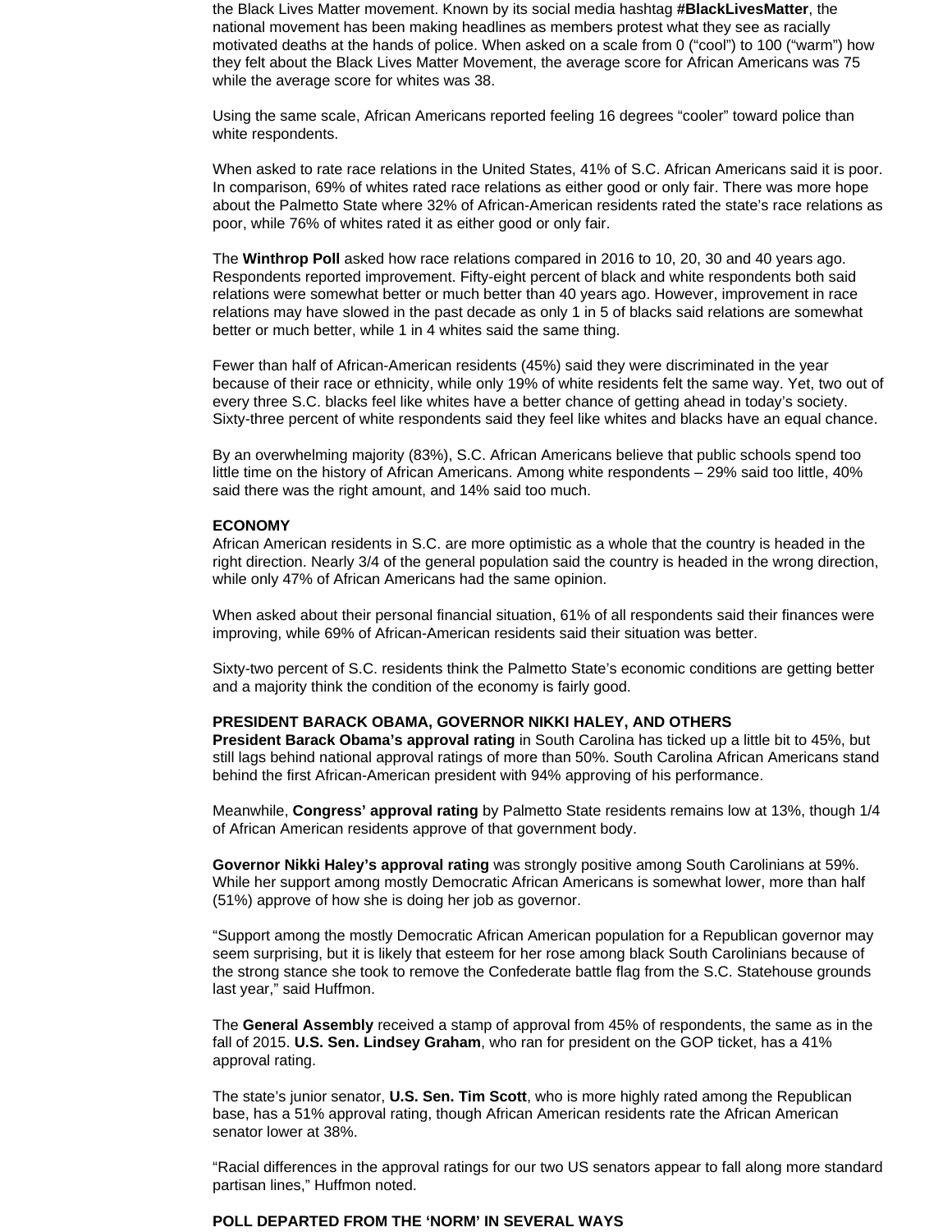the Black Lives Matter movement. Known by its social media hashtag **#BlackLivesMatter**, the national movement has been making headlines as members protest what they see as racially motivated deaths at the hands of police. When asked on a scale from 0 ("cool") to 100 ("warm") how they felt about the Black Lives Matter Movement, the average score for African Americans was 75 while the average score for whites was 38.

Using the same scale, African Americans reported feeling 16 degrees "cooler" toward police than white respondents.

When asked to rate race relations in the United States, 41% of S.C. African Americans said it is poor. In comparison, 69% of whites rated race relations as either good or only fair. There was more hope about the Palmetto State where 32% of African-American residents rated the state's race relations as poor, while 76% of whites rated it as either good or only fair.

The **Winthrop Poll** asked how race relations compared in 2016 to 10, 20, 30 and 40 years ago. Respondents reported improvement. Fifty-eight percent of black and white respondents both said relations were somewhat better or much better than 40 years ago. However, improvement in race relations may have slowed in the past decade as only 1 in 5 of blacks said relations are somewhat better or much better, while 1 in 4 whites said the same thing.

Fewer than half of African-American residents (45%) said they were discriminated in the year because of their race or ethnicity, while only 19% of white residents felt the same way. Yet, two out of every three S.C. blacks feel like whites have a better chance of getting ahead in today's society. Sixty-three percent of white respondents said they feel like whites and blacks have an equal chance.

By an overwhelming majority (83%), S.C. African Americans believe that public schools spend too little time on the history of African Americans. Among white respondents – 29% said too little, 40% said there was the right amount, and 14% said too much.

**ECONOMY**

African American residents in S.C. are more optimistic as a whole that the country is headed in the right direction. Nearly 3/4 of the general population said the country is headed in the wrong direction, while only 47% of African Americans had the same opinion.

When asked about their personal financial situation, 61% of all respondents said their finances were improving, while 69% of African-American residents said their situation was better.

Sixty-two percent of S.C. residents think the Palmetto State's economic conditions are getting better and a majority think the condition of the economy is fairly good.

**PRESIDENT BARACK OBAMA, GOVERNOR NIKKI HALEY, AND OTHERS**

**President Barack Obama's approval rating** in South Carolina has ticked up a little bit to 45%, but still lags behind national approval ratings of more than 50%. South Carolina African Americans stand behind the first African-American president with 94% approving of his performance.

Meanwhile, **Congress' approval rating** by Palmetto State residents remains low at 13%, though 1/4 of African American residents approve of that government body.

**Governor Nikki Haley's approval rating** was strongly positive among South Carolinians at 59%. While her support among mostly Democratic African Americans is somewhat lower, more than half (51%) approve of how she is doing her job as governor.

"Support among the mostly Democratic African American population for a Republican governor may seem surprising, but it is likely that esteem for her rose among black South Carolinians because of the strong stance she took to remove the Confederate battle flag from the S.C. Statehouse grounds last year," said Huffmon.

The **General Assembly** received a stamp of approval from 45% of respondents, the same as in the fall of 2015. **U.S. Sen. Lindsey Graham**, who ran for president on the GOP ticket, has a 41% approval rating.

The state's junior senator, **U.S. Sen. Tim Scott**, who is more highly rated among the Republican base, has a 51% approval rating, though African American residents rate the African American senator lower at 38%.

"Racial differences in the approval ratings for our two US senators appear to fall along more standard partisan lines," Huffmon noted.

**POLL DEPARTED FROM THE 'NORM' IN SEVERAL WAYS**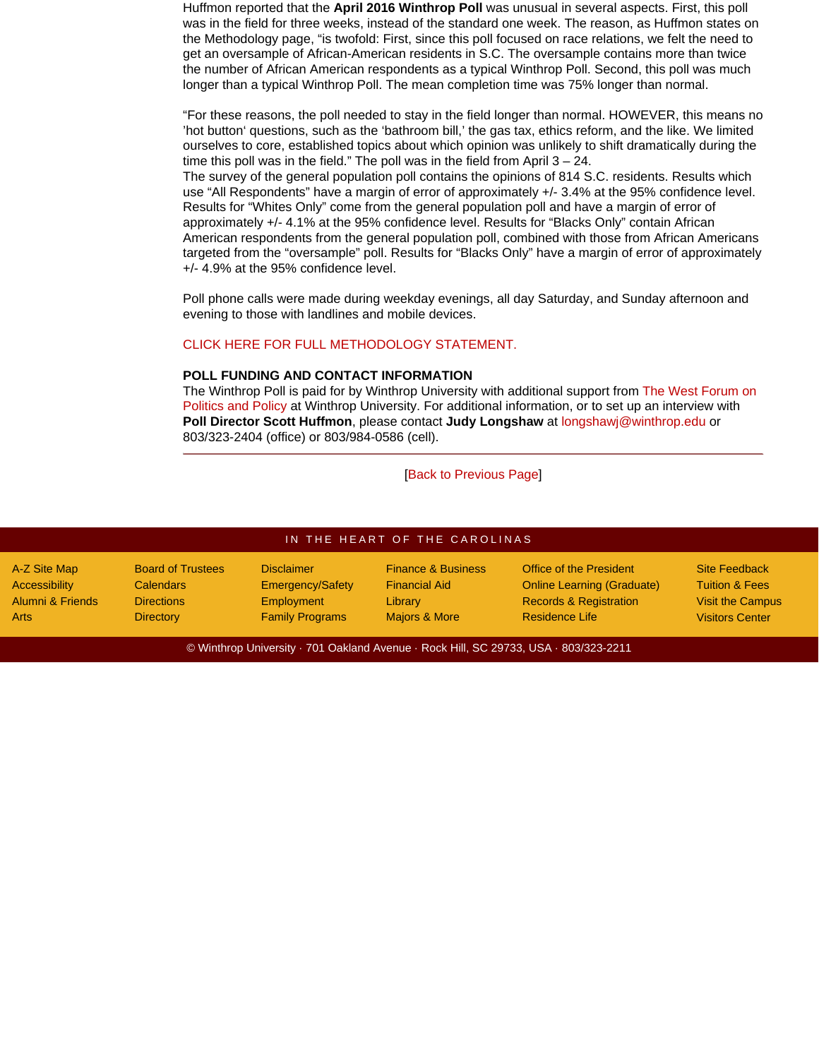Huffmon reported that the **April 2016 Winthrop Poll** was unusual in several aspects. First, this poll was in the field for three weeks, instead of the standard one week. The reason, as Huffmon states on the Methodology page, "is twofold: First, since this poll focused on race relations, we felt the need to get an oversample of African-American residents in S.C. The oversample contains more than twice the number of African American respondents as a typical Winthrop Poll. Second, this poll was much longer than a typical Winthrop Poll. The mean completion time was 75% longer than normal.

"For these reasons, the poll needed to stay in the field longer than normal. HOWEVER, this means no 'hot button' questions, such as the 'bathroom bill,' the gas tax, ethics reform, and the like. We limited ourselves to core, established topics about which opinion was unlikely to shift dramatically during the time this poll was in the field." The poll was in the field from April 3 – 24.
The survey of the general population poll contains the opinions of 814 S.C. residents. Results which use "All Respondents" have a margin of error of approximately +/- 3.4% at the 95% confidence level. Results for "Whites Only" come from the general population poll and have a margin of error of approximately +/- 4.1% at the 95% confidence level. Results for "Blacks Only" contain African American respondents from the general population poll, combined with those from African Americans targeted from the "oversample" poll. Results for "Blacks Only" have a margin of error of approximately +/- 4.9% at the 95% confidence level.

Poll phone calls were made during weekday evenings, all day Saturday, and Sunday afternoon and evening to those with landlines and mobile devices.

CLICK HERE FOR FULL METHODOLOGY STATEMENT.

**POLL FUNDING AND CONTACT INFORMATION**
The Winthrop Poll is paid for by Winthrop University with additional support from The West Forum on Politics and Policy at Winthrop University. For additional information, or to set up an interview with **Poll Director Scott Huffmon**, please contact **Judy Longshaw** at longshawj@winthrop.edu or 803/323-2404 (office) or 803/984-0586 (cell).

---

[Back to Previous Page]

IN THE HEART OF THE CAROLINAS

A-Z Site Map
Accessibility
Alumni & Friends
Arts
Board of Trustees
Calendars
Directions
Directory
Disclaimer
Emergency/Safety
Employment
Family Programs
Finance & Business
Financial Aid
Library
Majors & More
Office of the President
Online Learning (Graduate)
Records & Registration
Residence Life
Site Feedback
Tuition & Fees
Visit the Campus
Visitors Center

© Winthrop University · 701 Oakland Avenue · Rock Hill, SC 29733, USA · 803/323-2211